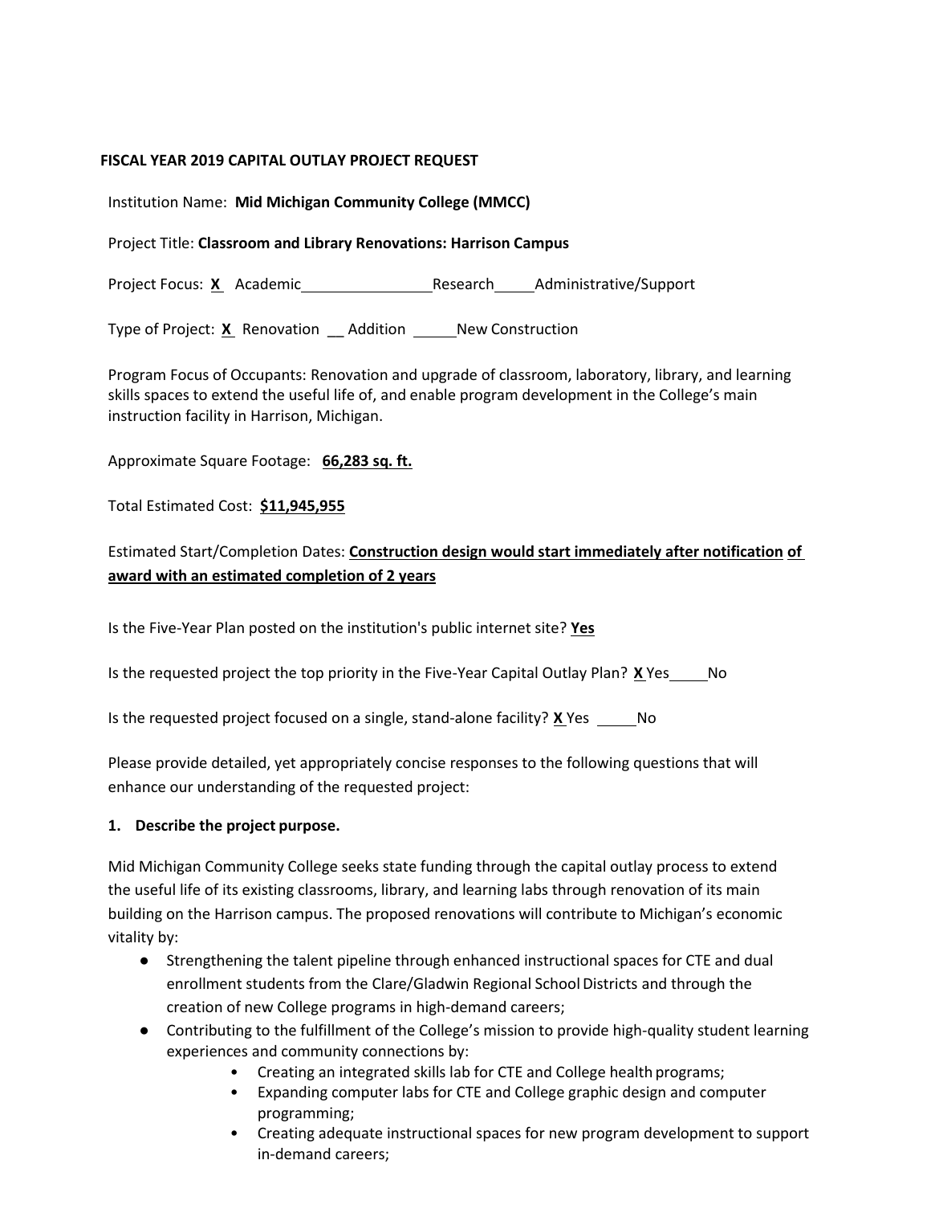**FISCAL YEAR 2019 CAPITAL OUTLAY PROJECT REQUEST**

Institution Name: **Mid Michigan Community College (MMCC)**

Project Title: **Classroom and Library Renovations: Harrison Campus**

Project Focus: **X** Academic ________ Research ____ Administrative/Support

Type of Project: **X** Renovation __ Addition ____ New Construction

Program Focus of Occupants: Renovation and upgrade of classroom, laboratory, library, and learning skills spaces to extend the useful life of, and enable program development in the College's main instruction facility in Harrison, Michigan.

Approximate Square Footage: **66,283 sq. ft.**

Total Estimated Cost: **$11,945,955**

Estimated Start/Completion Dates: **Construction design would start immediately after notification of award with an estimated completion of 2 years**

Is the Five-Year Plan posted on the institution's public internet site? **Yes**

Is the requested project the top priority in the Five-Year Capital Outlay Plan? **X** Yes ____ No

Is the requested project focused on a single, stand-alone facility? **X** Yes ____ No

Please provide detailed, yet appropriately concise responses to the following questions that will enhance our understanding of the requested project:

**1. Describe the project purpose.**

Mid Michigan Community College seeks state funding through the capital outlay process to extend the useful life of its existing classrooms, library, and learning labs through renovation of its main building on the Harrison campus. The proposed renovations will contribute to Michigan's economic vitality by:

- Strengthening the talent pipeline through enhanced instructional spaces for CTE and dual enrollment students from the Clare/Gladwin Regional School Districts and through the creation of new College programs in high-demand careers;
- Contributing to the fulfillment of the College's mission to provide high-quality student learning experiences and community connections by:
  - Creating an integrated skills lab for CTE and College health programs;
  - Expanding computer labs for CTE and College graphic design and computer programming;
  - Creating adequate instructional spaces for new program development to support in-demand careers;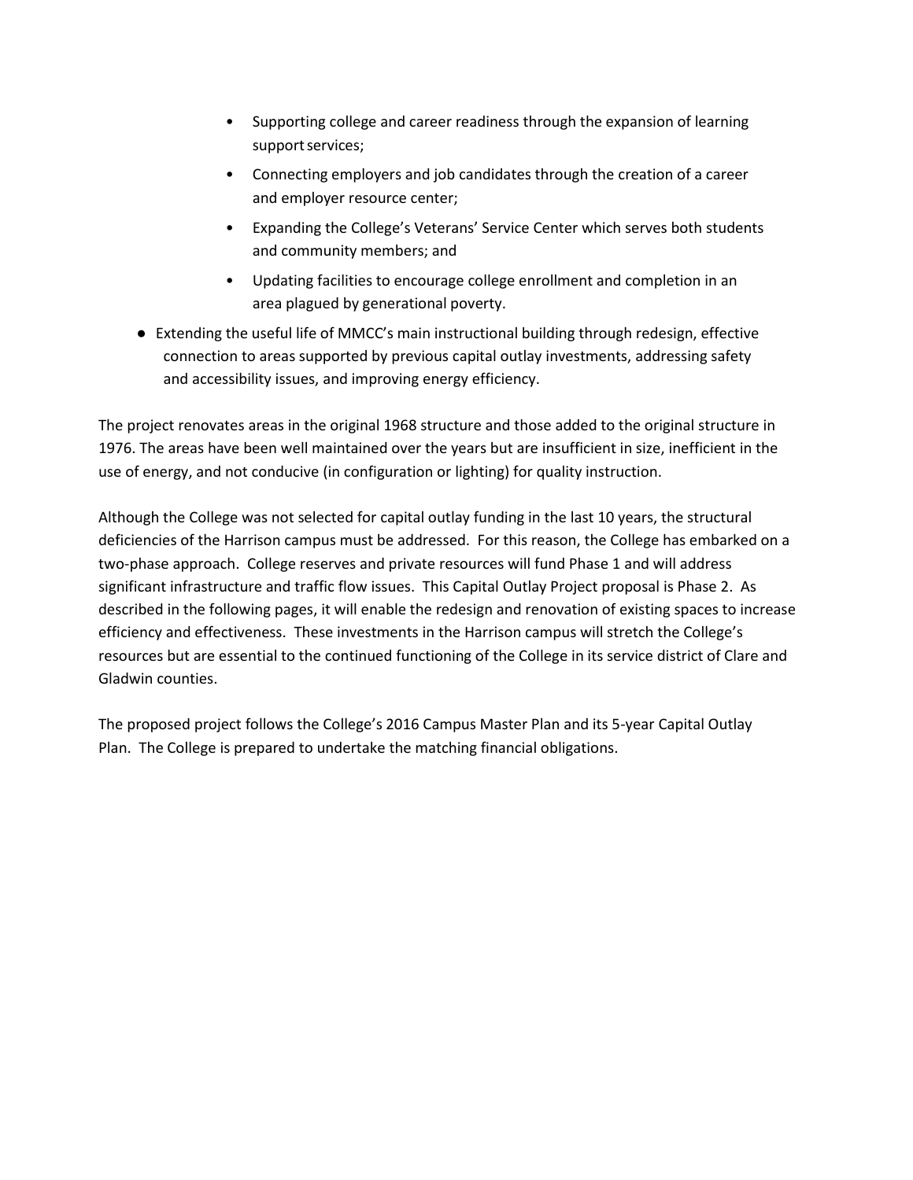- Supporting college and career readiness through the expansion of learning support services;
- Connecting employers and job candidates through the creation of a career and employer resource center;
- Expanding the College's Veterans' Service Center which serves both students and community members; and
- Updating facilities to encourage college enrollment and completion in an area plagued by generational poverty.

- Extending the useful life of MMCC's main instructional building through redesign, effective connection to areas supported by previous capital outlay investments, addressing safety and accessibility issues, and improving energy efficiency.

The project renovates areas in the original 1968 structure and those added to the original structure in 1976. The areas have been well maintained over the years but are insufficient in size, inefficient in the use of energy, and not conducive (in configuration or lighting) for quality instruction.

Although the College was not selected for capital outlay funding in the last 10 years, the structural deficiencies of the Harrison campus must be addressed. For this reason, the College has embarked on a two-phase approach. College reserves and private resources will fund Phase 1 and will address significant infrastructure and traffic flow issues. This Capital Outlay Project proposal is Phase 2. As described in the following pages, it will enable the redesign and renovation of existing spaces to increase efficiency and effectiveness. These investments in the Harrison campus will stretch the College's resources but are essential to the continued functioning of the College in its service district of Clare and Gladwin counties.

The proposed project follows the College's 2016 Campus Master Plan and its 5-year Capital Outlay Plan. The College is prepared to undertake the matching financial obligations.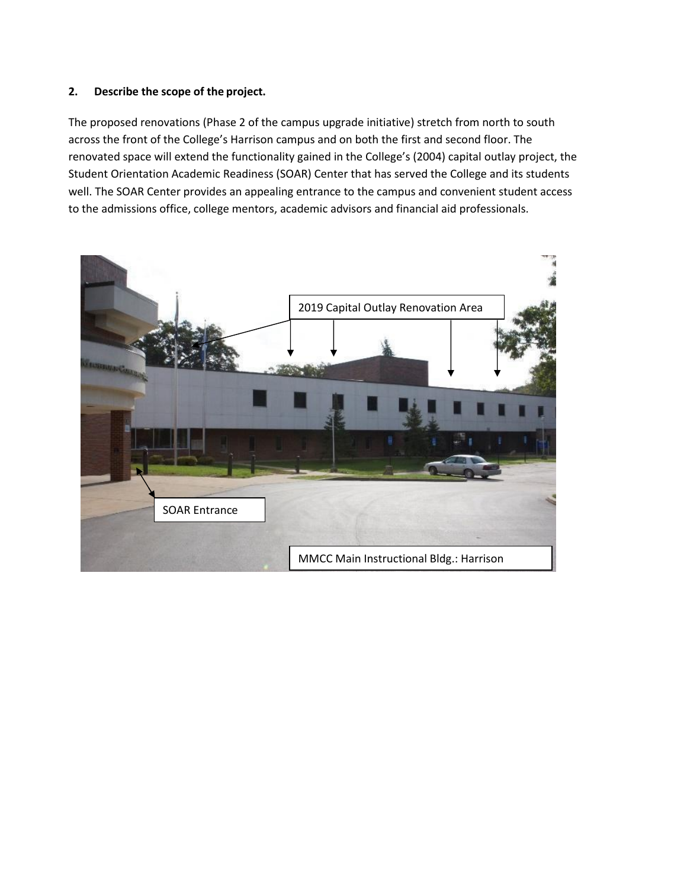**2. Describe the scope of the project.**

The proposed renovations (Phase 2 of the campus upgrade initiative) stretch from north to south across the front of the College's Harrison campus and on both the first and second floor. The renovated space will extend the functionality gained in the College's (2004) capital outlay project, the Student Orientation Academic Readiness (SOAR) Center that has served the College and its students well. The SOAR Center provides an appealing entrance to the campus and convenient student access to the admissions office, college mentors, academic advisors and financial aid professionals.

2019 Capital Outlay Renovation Area

SOAR Entrance

MMCC Main Instructional Bldg.: Harrison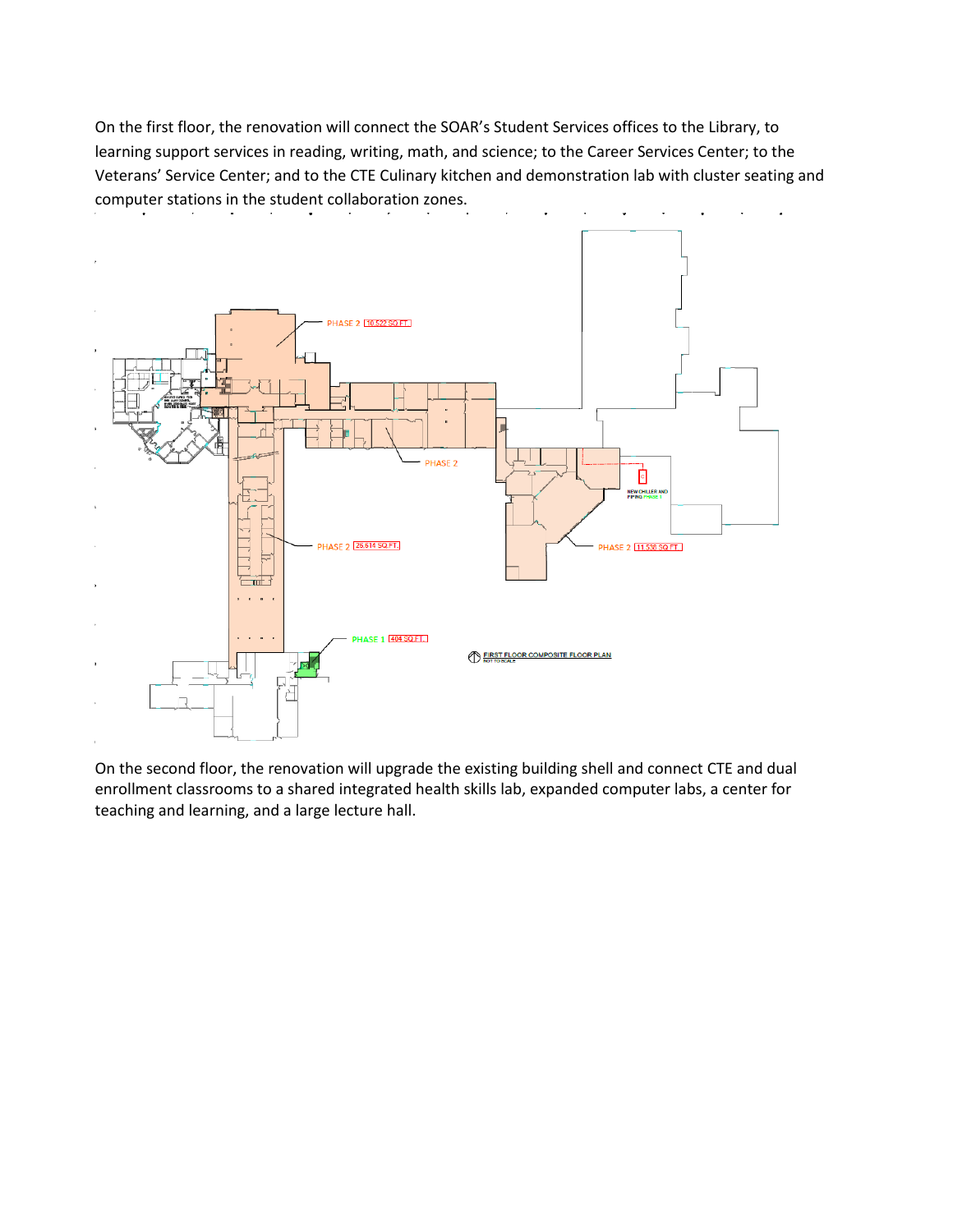On the first floor, the renovation will connect the SOAR's Student Services offices to the Library, to learning support services in reading, writing, math, and science; to the Career Services Center; to the Veterans' Service Center; and to the CTE Culinary kitchen and demonstration lab with cluster seating and computer stations in the student collaboration zones.

PHASE 2 10,522 SQ.FT.

PHASE 2

PHASE 2 25,614 SQ.FT.

PHASE 2 11,536 SQ.FT.

NEW CHILLER AND PIPING PHASE 1

PHASE 1 404 SQ.FT.

FIRST FLOOR COMPOSITE FLOOR PLAN
NOT TO SCALE

On the second floor, the renovation will upgrade the existing building shell and connect CTE and dual enrollment classrooms to a shared integrated health skills lab, expanded computer labs, a center for teaching and learning, and a large lecture hall.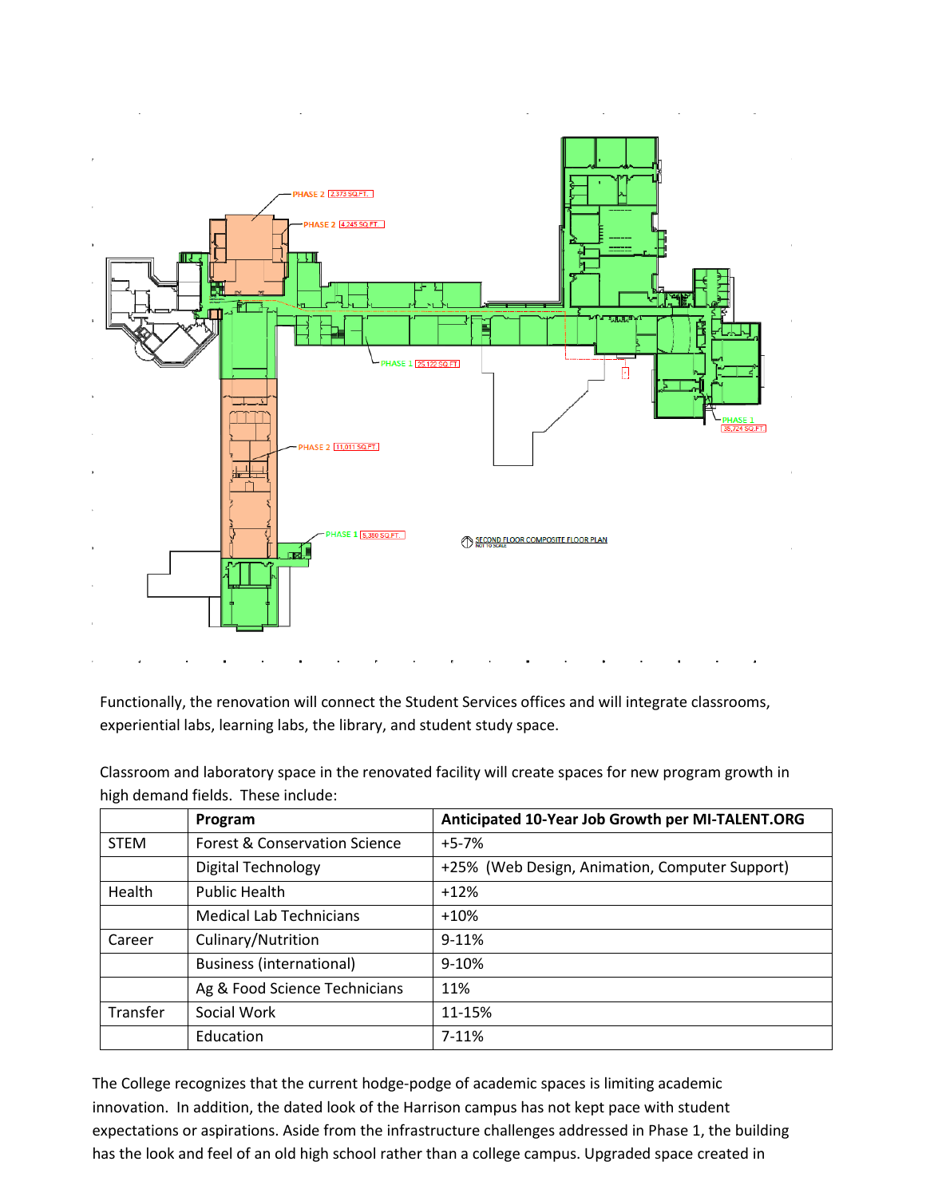Functionally, the renovation will connect the Student Services offices and will integrate classrooms, experiential labs, learning labs, the library, and student study space.

Classroom and laboratory space in the renovated facility will create spaces for new program growth in high demand fields. These include:

| | Program | Anticipated 10-Year Job Growth per MI-TALENT.ORG |
|---|---|---|
| STEM | Forest & Conservation Science | +5-7% |
| | Digital Technology | +25% (Web Design, Animation, Computer Support) |
| Health | Public Health | +12% |
| | Medical Lab Technicians | +10% |
| Career | Culinary/Nutrition | 9-11% |
| | Business (international) | 9-10% |
| | Ag & Food Science Technicians | 11% |
| Transfer | Social Work | 11-15% |
| | Education | 7-11% |

The College recognizes that the current hodge-podge of academic spaces is limiting academic innovation. In addition, the dated look of the Harrison campus has not kept pace with student expectations or aspirations. Aside from the infrastructure challenges addressed in Phase 1, the building has the look and feel of an old high school rather than a college campus. Upgraded space created in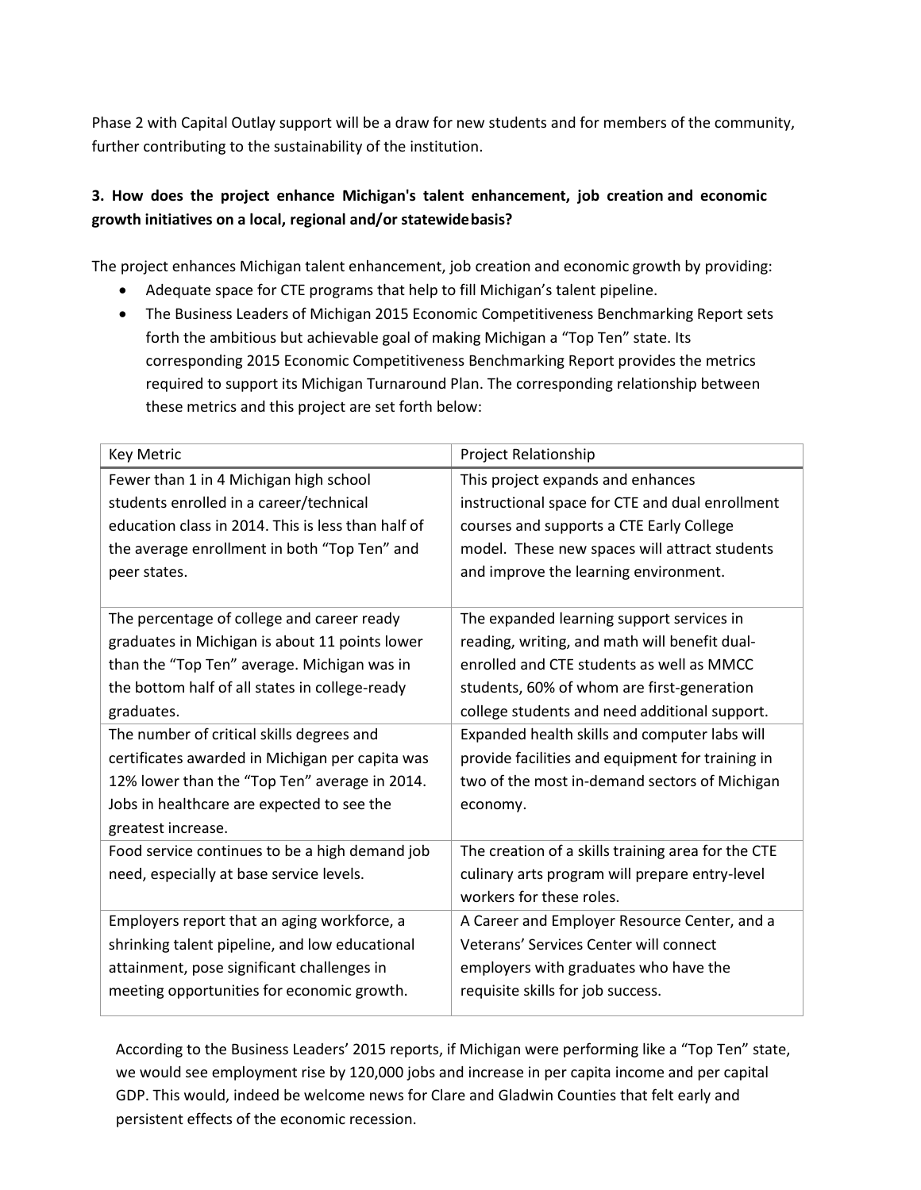Phase 2 with Capital Outlay support will be a draw for new students and for members of the community, further contributing to the sustainability of the institution.

**3. How does the project enhance Michigan's talent enhancement, job creation and economic growth initiatives on a local, regional and/or statewide basis?**

The project enhances Michigan talent enhancement, job creation and economic growth by providing:

- Adequate space for CTE programs that help to fill Michigan's talent pipeline.
- The Business Leaders of Michigan 2015 Economic Competitiveness Benchmarking Report sets forth the ambitious but achievable goal of making Michigan a "Top Ten" state. Its corresponding 2015 Economic Competitiveness Benchmarking Report provides the metrics required to support its Michigan Turnaround Plan. The corresponding relationship between these metrics and this project are set forth below:

| Key Metric | Project Relationship |
|---|---|
| Fewer than 1 in 4 Michigan high school students enrolled in a career/technical education class in 2014. This is less than half of the average enrollment in both "Top Ten" and peer states. | This project expands and enhances instructional space for CTE and dual enrollment courses and supports a CTE Early College model. These new spaces will attract students and improve the learning environment. |
| The percentage of college and career ready graduates in Michigan is about 11 points lower than the "Top Ten" average. Michigan was in the bottom half of all states in college-ready graduates. | The expanded learning support services in reading, writing, and math will benefit dual-enrolled and CTE students as well as MMCC students, 60% of whom are first-generation college students and need additional support. |
| The number of critical skills degrees and certificates awarded in Michigan per capita was 12% lower than the "Top Ten" average in 2014. Jobs in healthcare are expected to see the greatest increase. | Expanded health skills and computer labs will provide facilities and equipment for training in two of the most in-demand sectors of Michigan economy. |
| Food service continues to be a high demand job need, especially at base service levels. | The creation of a skills training area for the CTE culinary arts program will prepare entry-level workers for these roles. |
| Employers report that an aging workforce, a shrinking talent pipeline, and low educational attainment, pose significant challenges in meeting opportunities for economic growth. | A Career and Employer Resource Center, and a Veterans' Services Center will connect employers with graduates who have the requisite skills for job success. |

According to the Business Leaders' 2015 reports, if Michigan were performing like a "Top Ten" state, we would see employment rise by 120,000 jobs and increase in per capita income and per capital GDP. This would, indeed be welcome news for Clare and Gladwin Counties that felt early and persistent effects of the economic recession.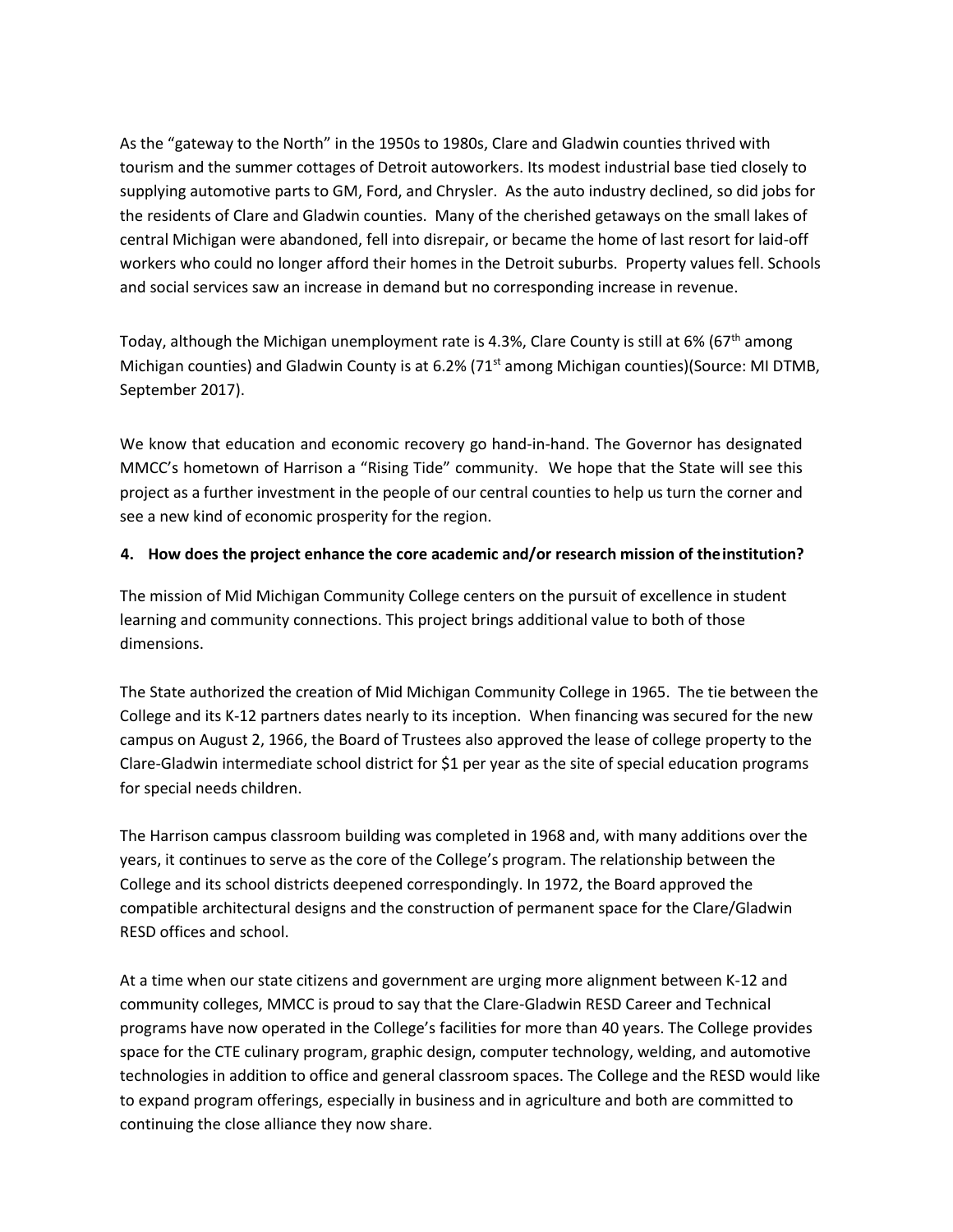As the “gateway to the North” in the 1950s to 1980s, Clare and Gladwin counties thrived with tourism and the summer cottages of Detroit autoworkers. Its modest industrial base tied closely to supplying automotive parts to GM, Ford, and Chrysler. As the auto industry declined, so did jobs for the residents of Clare and Gladwin counties. Many of the cherished getaways on the small lakes of central Michigan were abandoned, fell into disrepair, or became the home of last resort for laid-off workers who could no longer afford their homes in the Detroit suburbs. Property values fell. Schools and social services saw an increase in demand but no corresponding increase in revenue.

Today, although the Michigan unemployment rate is 4.3%, Clare County is still at 6% (67th among Michigan counties) and Gladwin County is at 6.2% (71st among Michigan counties)(Source: MI DTMB, September 2017).

We know that education and economic recovery go hand-in-hand. The Governor has designated MMCC’s hometown of Harrison a “Rising Tide” community. We hope that the State will see this project as a further investment in the people of our central counties to help us turn the corner and see a new kind of economic prosperity for the region.

**4. How does the project enhance the core academic and/or research mission of the institution?**

The mission of Mid Michigan Community College centers on the pursuit of excellence in student learning and community connections. This project brings additional value to both of those dimensions.

The State authorized the creation of Mid Michigan Community College in 1965. The tie between the College and its K-12 partners dates nearly to its inception. When financing was secured for the new campus on August 2, 1966, the Board of Trustees also approved the lease of college property to the Clare-Gladwin intermediate school district for $1 per year as the site of special education programs for special needs children.

The Harrison campus classroom building was completed in 1968 and, with many additions over the years, it continues to serve as the core of the College’s program. The relationship between the College and its school districts deepened correspondingly. In 1972, the Board approved the compatible architectural designs and the construction of permanent space for the Clare/Gladwin RESD offices and school.

At a time when our state citizens and government are urging more alignment between K-12 and community colleges, MMCC is proud to say that the Clare-Gladwin RESD Career and Technical programs have now operated in the College’s facilities for more than 40 years. The College provides space for the CTE culinary program, graphic design, computer technology, welding, and automotive technologies in addition to office and general classroom spaces. The College and the RESD would like to expand program offerings, especially in business and in agriculture and both are committed to continuing the close alliance they now share.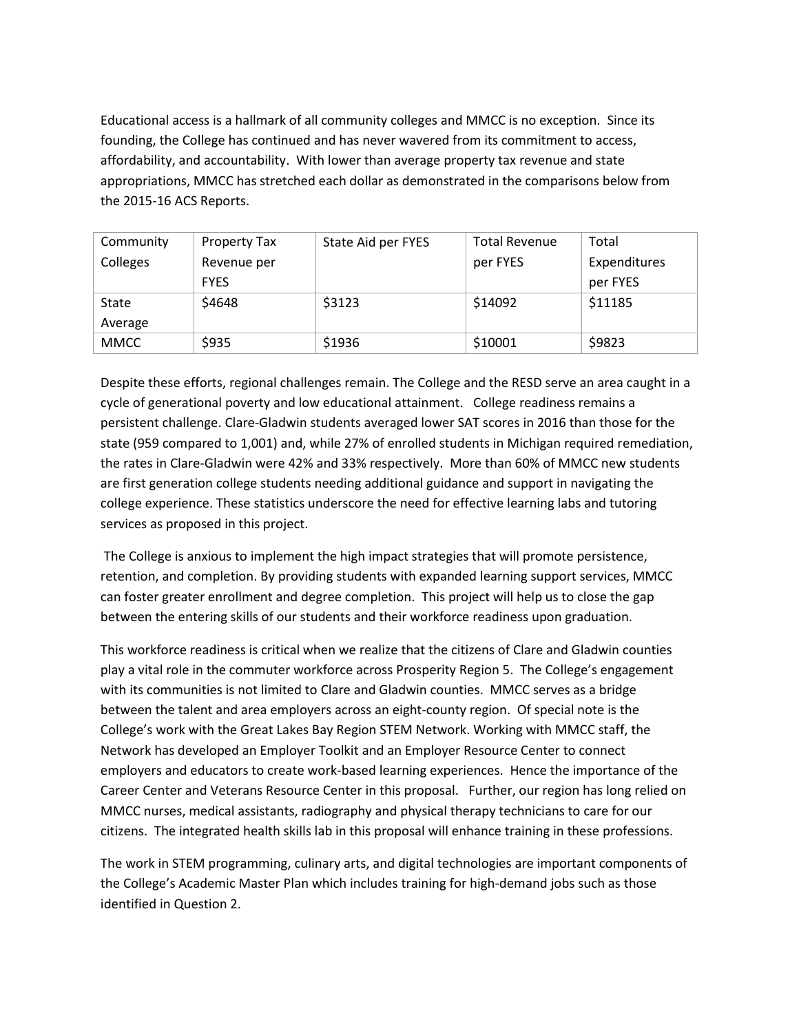Educational access is a hallmark of all community colleges and MMCC is no exception. Since its founding, the College has continued and has never wavered from its commitment to access, affordability, and accountability. With lower than average property tax revenue and state appropriations, MMCC has stretched each dollar as demonstrated in the comparisons below from the 2015-16 ACS Reports.

| Community Colleges | Property Tax Revenue per FYES | State Aid per FYES | Total Revenue per FYES | Total Expenditures per FYES |
|---|---|---|---|---|
| State Average | $4648 | $3123 | $14092 | $11185 |
| MMCC | $935 | $1936 | $10001 | $9823 |

Despite these efforts, regional challenges remain. The College and the RESD serve an area caught in a cycle of generational poverty and low educational attainment. College readiness remains a persistent challenge. Clare-Gladwin students averaged lower SAT scores in 2016 than those for the state (959 compared to 1,001) and, while 27% of enrolled students in Michigan required remediation, the rates in Clare-Gladwin were 42% and 33% respectively. More than 60% of MMCC new students are first generation college students needing additional guidance and support in navigating the college experience. These statistics underscore the need for effective learning labs and tutoring services as proposed in this project.

The College is anxious to implement the high impact strategies that will promote persistence, retention, and completion. By providing students with expanded learning support services, MMCC can foster greater enrollment and degree completion. This project will help us to close the gap between the entering skills of our students and their workforce readiness upon graduation.

This workforce readiness is critical when we realize that the citizens of Clare and Gladwin counties play a vital role in the commuter workforce across Prosperity Region 5. The College's engagement with its communities is not limited to Clare and Gladwin counties. MMCC serves as a bridge between the talent and area employers across an eight-county region. Of special note is the College's work with the Great Lakes Bay Region STEM Network. Working with MMCC staff, the Network has developed an Employer Toolkit and an Employer Resource Center to connect employers and educators to create work-based learning experiences. Hence the importance of the Career Center and Veterans Resource Center in this proposal. Further, our region has long relied on MMCC nurses, medical assistants, radiography and physical therapy technicians to care for our citizens. The integrated health skills lab in this proposal will enhance training in these professions.

The work in STEM programming, culinary arts, and digital technologies are important components of the College's Academic Master Plan which includes training for high-demand jobs such as those identified in Question 2.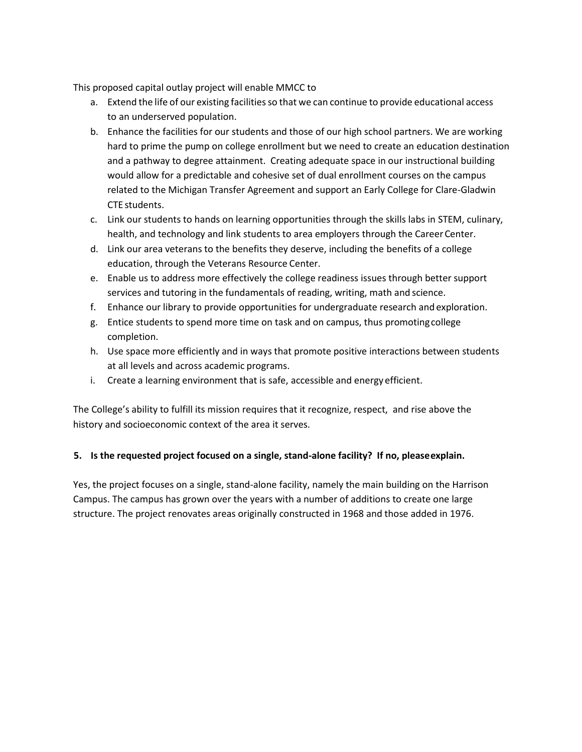This proposed capital outlay project will enable MMCC to

a. Extend the life of our existing facilities so that we can continue to provide educational access to an underserved population.
b. Enhance the facilities for our students and those of our high school partners. We are working hard to prime the pump on college enrollment but we need to create an education destination and a pathway to degree attainment. Creating adequate space in our instructional building would allow for a predictable and cohesive set of dual enrollment courses on the campus related to the Michigan Transfer Agreement and support an Early College for Clare-Gladwin CTE students.
c. Link our students to hands on learning opportunities through the skills labs in STEM, culinary, health, and technology and link students to area employers through the Career Center.
d. Link our area veterans to the benefits they deserve, including the benefits of a college education, through the Veterans Resource Center.
e. Enable us to address more effectively the college readiness issues through better support services and tutoring in the fundamentals of reading, writing, math and science.
f. Enhance our library to provide opportunities for undergraduate research and exploration.
g. Entice students to spend more time on task and on campus, thus promoting college completion.
h. Use space more efficiently and in ways that promote positive interactions between students at all levels and across academic programs.
i. Create a learning environment that is safe, accessible and energy efficient.

The College's ability to fulfill its mission requires that it recognize, respect, and rise above the history and socioeconomic context of the area it serves.

**5. Is the requested project focused on a single, stand-alone facility? If no, please explain.**

Yes, the project focuses on a single, stand-alone facility, namely the main building on the Harrison Campus. The campus has grown over the years with a number of additions to create one large structure. The project renovates areas originally constructed in 1968 and those added in 1976.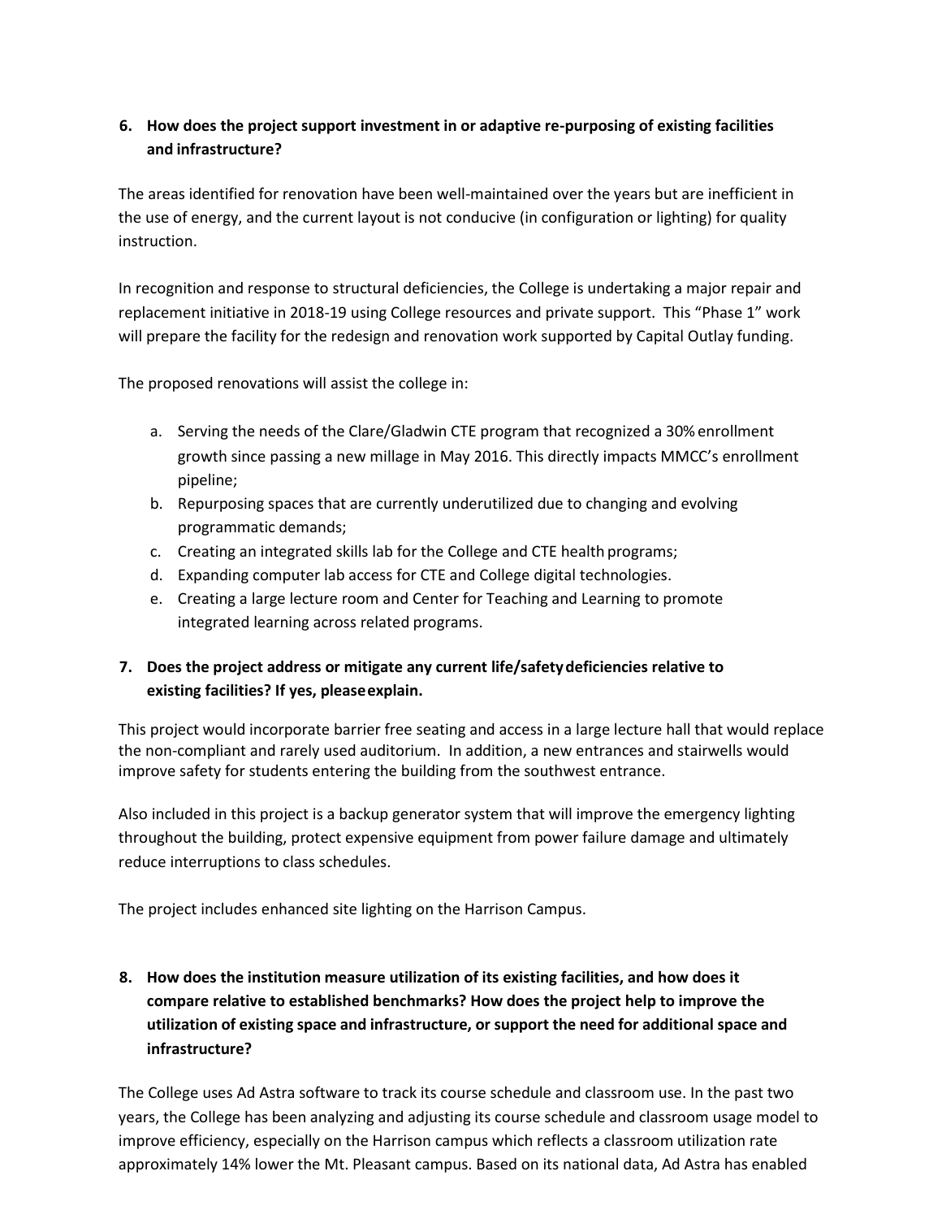6. **How does the project support investment in or adaptive re-purposing of existing facilities and infrastructure?**

The areas identified for renovation have been well-maintained over the years but are inefficient in the use of energy, and the current layout is not conducive (in configuration or lighting) for quality instruction.

In recognition and response to structural deficiencies, the College is undertaking a major repair and replacement initiative in 2018-19 using College resources and private support. This "Phase 1" work will prepare the facility for the redesign and renovation work supported by Capital Outlay funding.

The proposed renovations will assist the college in:

a. Serving the needs of the Clare/Gladwin CTE program that recognized a 30% enrollment growth since passing a new millage in May 2016. This directly impacts MMCC's enrollment pipeline;
b. Repurposing spaces that are currently underutilized due to changing and evolving programmatic demands;
c. Creating an integrated skills lab for the College and CTE health programs;
d. Expanding computer lab access for CTE and College digital technologies.
e. Creating a large lecture room and Center for Teaching and Learning to promote integrated learning across related programs.

7. **Does the project address or mitigate any current life/safety deficiencies relative to existing facilities? If yes, please explain.**

This project would incorporate barrier free seating and access in a large lecture hall that would replace the non-compliant and rarely used auditorium. In addition, a new entrances and stairwells would improve safety for students entering the building from the southwest entrance.

Also included in this project is a backup generator system that will improve the emergency lighting throughout the building, protect expensive equipment from power failure damage and ultimately reduce interruptions to class schedules.

The project includes enhanced site lighting on the Harrison Campus.

8. **How does the institution measure utilization of its existing facilities, and how does it compare relative to established benchmarks? How does the project help to improve the utilization of existing space and infrastructure, or support the need for additional space and infrastructure?**

The College uses Ad Astra software to track its course schedule and classroom use. In the past two years, the College has been analyzing and adjusting its course schedule and classroom usage model to improve efficiency, especially on the Harrison campus which reflects a classroom utilization rate approximately 14% lower the Mt. Pleasant campus. Based on its national data, Ad Astra has enabled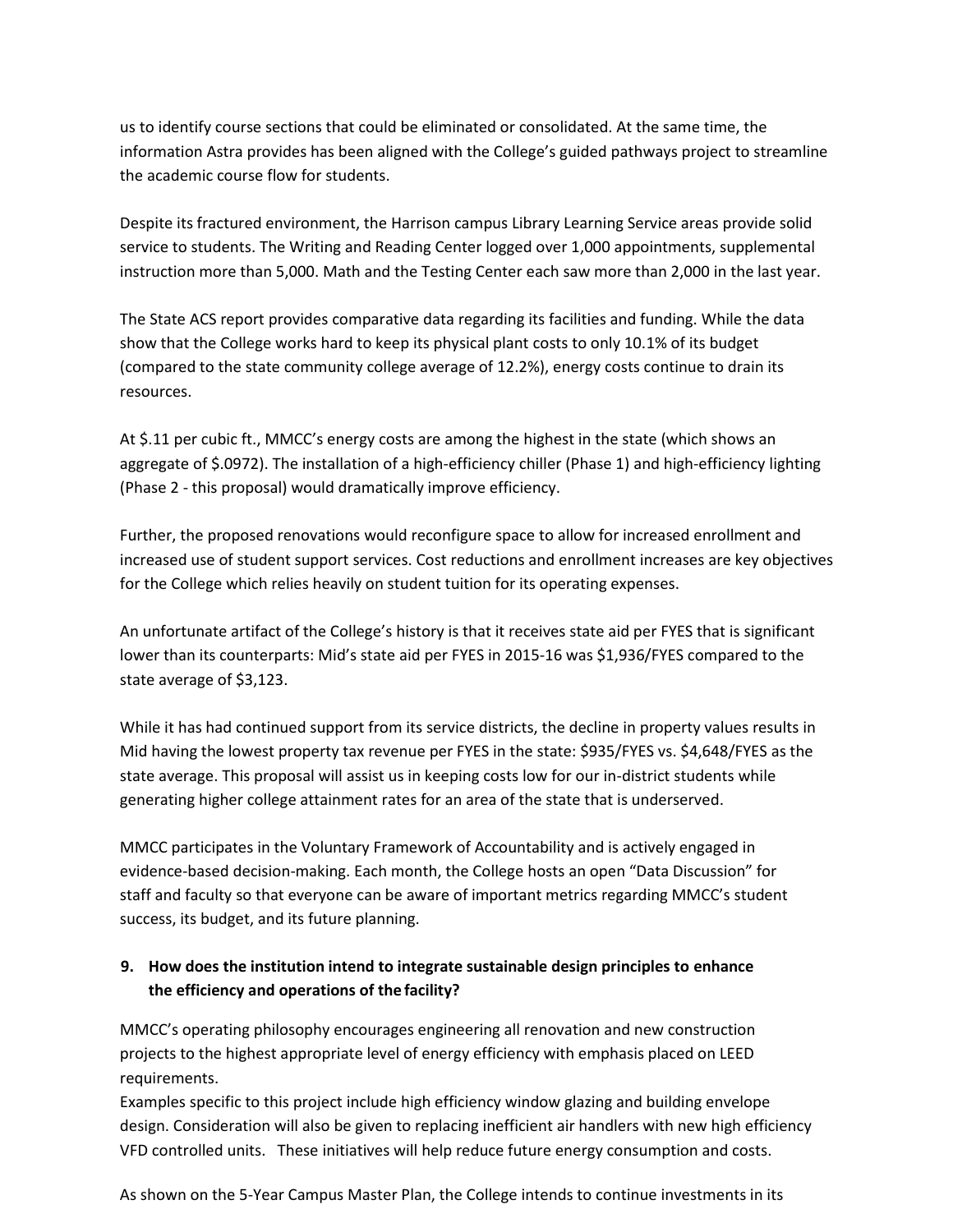us to identify course sections that could be eliminated or consolidated. At the same time, the information Astra provides has been aligned with the College's guided pathways project to streamline the academic course flow for students.

Despite its fractured environment, the Harrison campus Library Learning Service areas provide solid service to students. The Writing and Reading Center logged over 1,000 appointments, supplemental instruction more than 5,000. Math and the Testing Center each saw more than 2,000 in the last year.

The State ACS report provides comparative data regarding its facilities and funding. While the data show that the College works hard to keep its physical plant costs to only 10.1% of its budget (compared to the state community college average of 12.2%), energy costs continue to drain its resources.

At $.11 per cubic ft., MMCC's energy costs are among the highest in the state (which shows an aggregate of $.0972). The installation of a high-efficiency chiller (Phase 1) and high-efficiency lighting (Phase 2 - this proposal) would dramatically improve efficiency.

Further, the proposed renovations would reconfigure space to allow for increased enrollment and increased use of student support services. Cost reductions and enrollment increases are key objectives for the College which relies heavily on student tuition for its operating expenses.

An unfortunate artifact of the College's history is that it receives state aid per FYES that is significant lower than its counterparts: Mid's state aid per FYES in 2015-16 was $1,936/FYES compared to the state average of $3,123.

While it has had continued support from its service districts, the decline in property values results in Mid having the lowest property tax revenue per FYES in the state: $935/FYES vs. $4,648/FYES as the state average. This proposal will assist us in keeping costs low for our in-district students while generating higher college attainment rates for an area of the state that is underserved.

MMCC participates in the Voluntary Framework of Accountability and is actively engaged in evidence-based decision-making. Each month, the College hosts an open "Data Discussion" for staff and faculty so that everyone can be aware of important metrics regarding MMCC's student success, its budget, and its future planning.

**9. How does the institution intend to integrate sustainable design principles to enhance the efficiency and operations of the facility?**

MMCC's operating philosophy encourages engineering all renovation and new construction projects to the highest appropriate level of energy efficiency with emphasis placed on LEED requirements.
Examples specific to this project include high efficiency window glazing and building envelope design. Consideration will also be given to replacing inefficient air handlers with new high efficiency VFD controlled units. These initiatives will help reduce future energy consumption and costs.

As shown on the 5-Year Campus Master Plan, the College intends to continue investments in its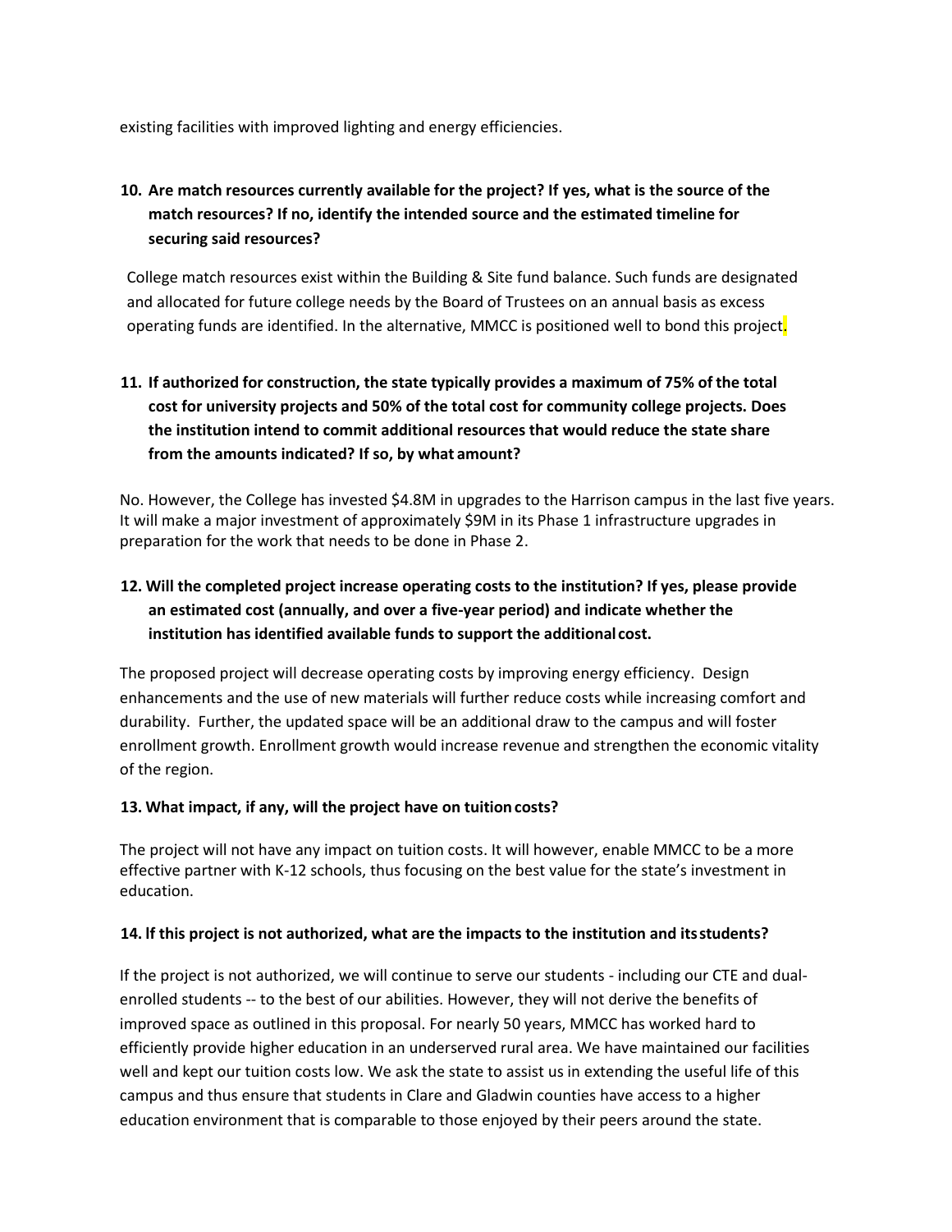existing facilities with improved lighting and energy efficiencies.

**10. Are match resources currently available for the project? If yes, what is the source of the match resources? If no, identify the intended source and the estimated timeline for securing said resources?**

College match resources exist within the Building & Site fund balance. Such funds are designated and allocated for future college needs by the Board of Trustees on an annual basis as excess operating funds are identified. In the alternative, MMCC is positioned well to bond this project.

**11. If authorized for construction, the state typically provides a maximum of 75% of the total cost for university projects and 50% of the total cost for community college projects. Does the institution intend to commit additional resources that would reduce the state share from the amounts indicated? If so, by what amount?**

No. However, the College has invested $4.8M in upgrades to the Harrison campus in the last five years. It will make a major investment of approximately $9M in its Phase 1 infrastructure upgrades in preparation for the work that needs to be done in Phase 2.

**12. Will the completed project increase operating costs to the institution? If yes, please provide an estimated cost (annually, and over a five-year period) and indicate whether the institution has identified available funds to support the additional cost.**

The proposed project will decrease operating costs by improving energy efficiency. Design enhancements and the use of new materials will further reduce costs while increasing comfort and durability. Further, the updated space will be an additional draw to the campus and will foster enrollment growth. Enrollment growth would increase revenue and strengthen the economic vitality of the region.

**13. What impact, if any, will the project have on tuition costs?**

The project will not have any impact on tuition costs. It will however, enable MMCC to be a more effective partner with K-12 schools, thus focusing on the best value for the state's investment in education.

**14. If this project is not authorized, what are the impacts to the institution and its students?**

If the project is not authorized, we will continue to serve our students - including our CTE and dual-enrolled students -- to the best of our abilities. However, they will not derive the benefits of improved space as outlined in this proposal. For nearly 50 years, MMCC has worked hard to efficiently provide higher education in an underserved rural area. We have maintained our facilities well and kept our tuition costs low. We ask the state to assist us in extending the useful life of this campus and thus ensure that students in Clare and Gladwin counties have access to a higher education environment that is comparable to those enjoyed by their peers around the state.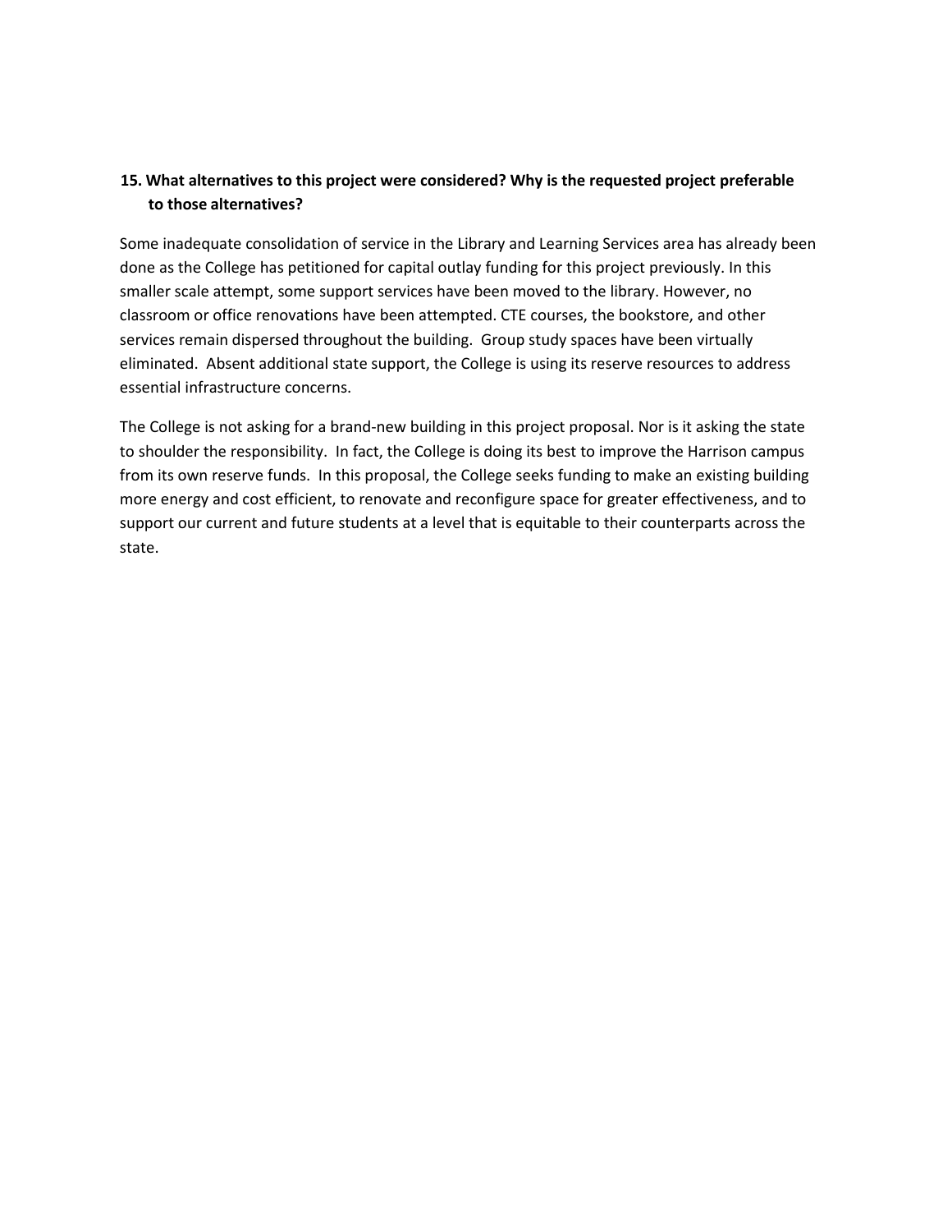**15. What alternatives to this project were considered? Why is the requested project preferable to those alternatives?**

Some inadequate consolidation of service in the Library and Learning Services area has already been done as the College has petitioned for capital outlay funding for this project previously. In this smaller scale attempt, some support services have been moved to the library. However, no classroom or office renovations have been attempted. CTE courses, the bookstore, and other services remain dispersed throughout the building. Group study spaces have been virtually eliminated. Absent additional state support, the College is using its reserve resources to address essential infrastructure concerns.

The College is not asking for a brand-new building in this project proposal. Nor is it asking the state to shoulder the responsibility. In fact, the College is doing its best to improve the Harrison campus from its own reserve funds. In this proposal, the College seeks funding to make an existing building more energy and cost efficient, to renovate and reconfigure space for greater effectiveness, and to support our current and future students at a level that is equitable to their counterparts across the state.